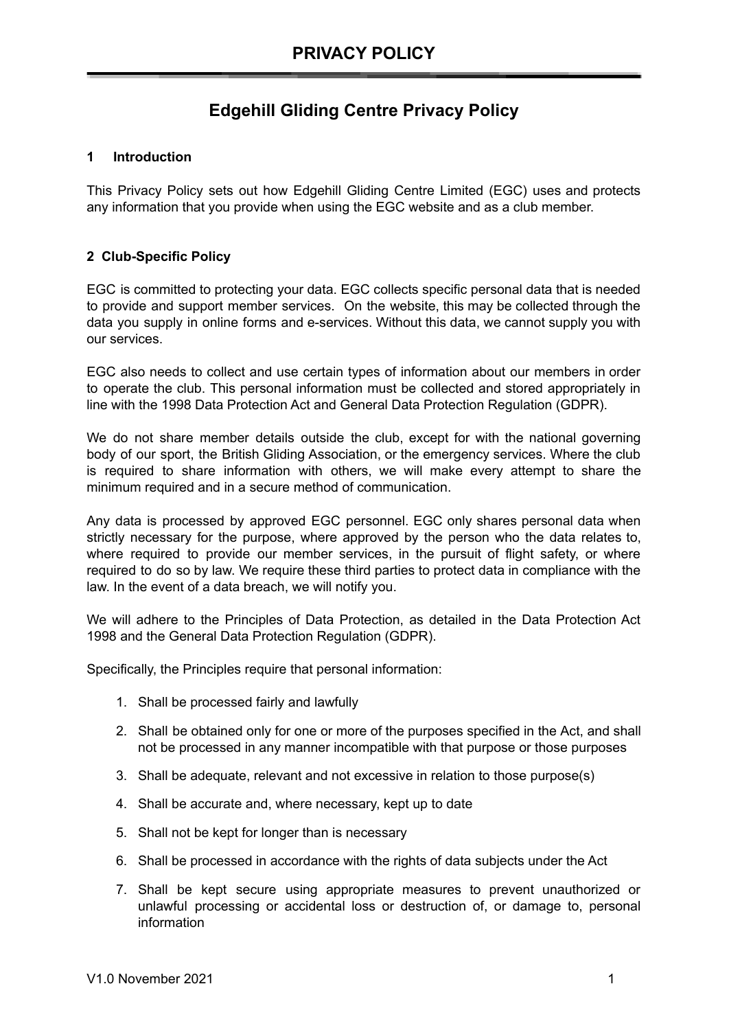# PRIVACY POLICY

## Edgehill Gliding Centre Privacy Policy

### 1 Introduction

This Privacy Policy sets out how Edgehill Gliding Centre Limited (EGC) uses and protects any information that you provide when using the EGC website and as a club member.

### 2 Club-Specific Policy

EGC is committed to protecting your data. EGC collects specific personal data that is needed to provide and support member services. On the website, this may be collected through the data you supply in online forms and e-services. Without this data, we cannot supply you with our services.

EGC also needs to collect and use certain types of information about our members in order to operate the club. This personal information must be collected and stored appropriately in line with the 1998 Data Protection Act and General Data Protection Regulation (GDPR).

We do not share member details outside the club, except for with the national governing body of our sport, the British Gliding Association, or the emergency services. Where the club is required to share information with others, we will make every attempt to share the minimum required and in a secure method of communication.

Any data is processed by approved EGC personnel. EGC only shares personal data when strictly necessary for the purpose, where approved by the person who the data relates to, where required to provide our member services, in the pursuit of flight safety, or where required to do so by law. We require these third parties to protect data in compliance with the law. In the event of a data breach, we will notify you.

We will adhere to the Principles of Data Protection, as detailed in the Data Protection Act 1998 and the General Data Protection Regulation (GDPR).

Specifically, the Principles require that personal information:

1. Shall be processed fairly and lawfully
2. Shall be obtained only for one or more of the purposes specified in the Act, and shall not be processed in any manner incompatible with that purpose or those purposes
3. Shall be adequate, relevant and not excessive in relation to those purpose(s)
4. Shall be accurate and, where necessary, kept up to date
5. Shall not be kept for longer than is necessary
6. Shall be processed in accordance with the rights of data subjects under the Act
7. Shall be kept secure using appropriate measures to prevent unauthorized or unlawful processing or accidental loss or destruction of, or damage to, personal information

V1.0 November 2021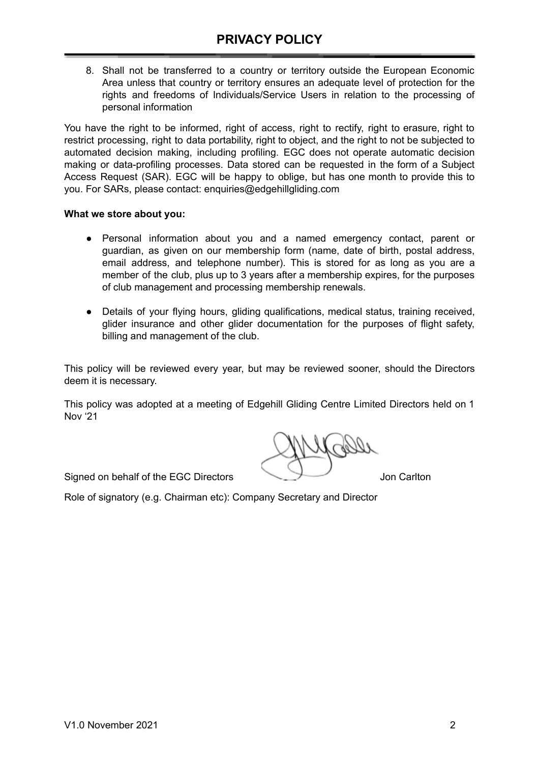8. Shall not be transferred to a country or territory outside the European Economic Area unless that country or territory ensures an adequate level of protection for the rights and freedoms of Individuals/Service Users in relation to the processing of personal information

You have the right to be informed, right of access, right to rectify, right to erasure, right to restrict processing, right to data portability, right to object, and the right to not be subjected to automated decision making, including profiling. EGC does not operate automatic decision making or data-profiling processes. Data stored can be requested in the form of a Subject Access Request (SAR). EGC will be happy to oblige, but has one month to provide this to you. For SARs, please contact: enquiries@edgehillgliding.com

**What we store about you:**

- Personal information about you and a named emergency contact, parent or guardian, as given on our membership form (name, date of birth, postal address, email address, and telephone number). This is stored for as long as you are a member of the club, plus up to 3 years after a membership expires, for the purposes of club management and processing membership renewals.
- Details of your flying hours, gliding qualifications, medical status, training received, glider insurance and other glider documentation for the purposes of flight safety, billing and management of the club.

This policy will be reviewed every year, but may be reviewed sooner, should the Directors deem it is necessary.

This policy was adopted at a meeting of Edgehill Gliding Centre Limited Directors held on 1 Nov '21

Signed on behalf of the EGC Directors Jon Carlton

Role of signatory (e.g. Chairman etc): Company Secretary and Director

V1.0 November 2021